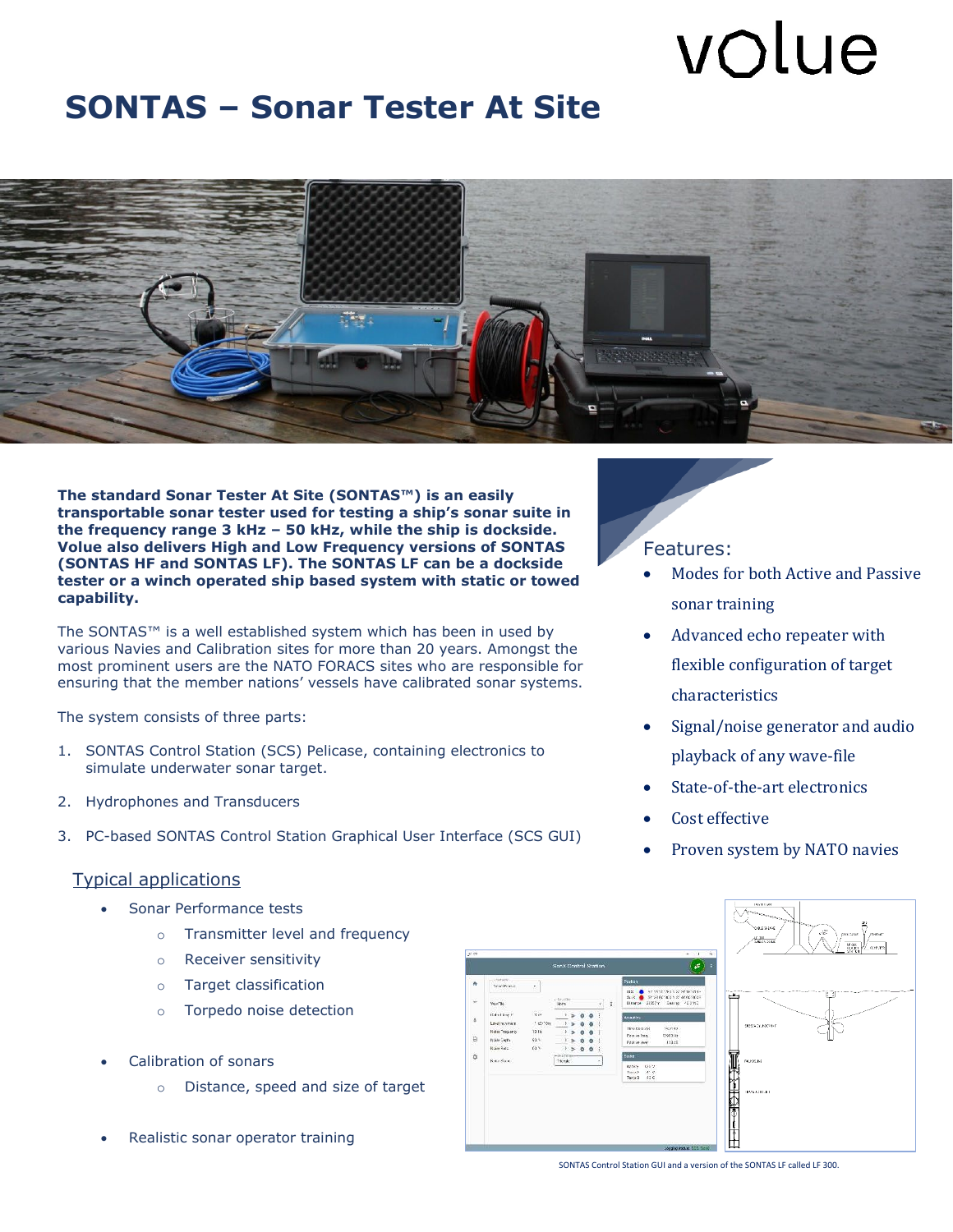volue

# SONTAS – Sonar Tester At Site

**The standard Sonar Tester At Site (SONTAS™) is an easily transportable sonar tester used for testing a ship's sonar suite in the frequency range 3 kHz – 50 kHz, while the ship is dockside. Volue also delivers High and Low Frequency versions of SONTAS (SONTAS HF and SONTAS LF). The SONTAS LF can be a dockside tester or a winch operated ship based system with static or towed capability.**

The SONTAS™ is a well established system which has been in used by various Navies and Calibration sites for more than 20 years. Amongst the most prominent users are the NATO FORACS sites who are responsible for ensuring that the member nations' vessels have calibrated sonar systems.

The system consists of three parts:

1. SONTAS Control Station (SCS) Pelicase, containing electronics to simulate underwater sonar target.
2. Hydrophones and Transducers
3. PC-based SONTAS Control Station Graphical User Interface (SCS GUI)

## Features:

- Modes for both Active and Passive sonar training
- Advanced echo repeater with flexible configuration of target characteristics
- Signal/noise generator and audio playback of any wave-file
- State-of-the-art electronics
- Cost effective
- Proven system by NATO navies

## Typical applications

- Sonar Performance tests
  - Transmitter level and frequency
  - Receiver sensitivity
  - Target classification
  - Torpedo noise detection
- Calibration of sonars
  - Distance, speed and size of target
- Realistic sonar operator training

SONTAS Control Station GUI and a version of the SONTAS LF called LF 300.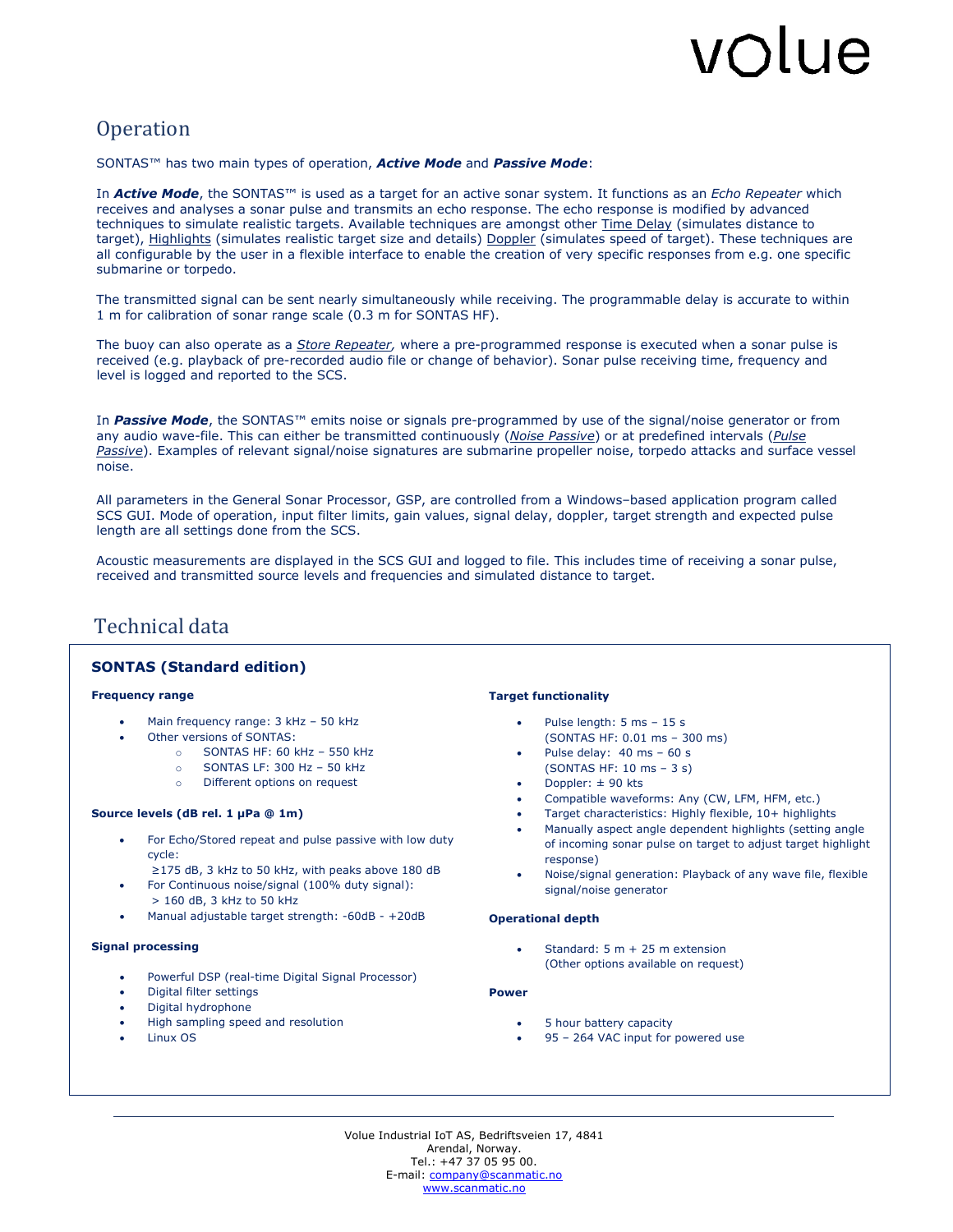## Operation

SONTAS™ has two main types of operation, ***Active Mode*** and ***Passive Mode***:

In ***Active Mode***, the SONTAS™ is used as a target for an active sonar system. It functions as an *Echo Repeater* which receives and analyses a sonar pulse and transmits an echo response. The echo response is modified by advanced techniques to simulate realistic targets. Available techniques are amongst other Time Delay (simulates distance to target), Highlights (simulates realistic target size and details) Doppler (simulates speed of target). These techniques are all configurable by the user in a flexible interface to enable the creation of very specific responses from e.g. one specific submarine or torpedo.

The transmitted signal can be sent nearly simultaneously while receiving. The programmable delay is accurate to within 1 m for calibration of sonar range scale (0.3 m for SONTAS HF).

The buoy can also operate as a *Store Repeater,* where a pre-programmed response is executed when a sonar pulse is received (e.g. playback of pre-recorded audio file or change of behavior). Sonar pulse receiving time, frequency and level is logged and reported to the SCS.

In ***Passive Mode***, the SONTAS™ emits noise or signals pre-programmed by use of the signal/noise generator or from any audio wave-file. This can either be transmitted continuously (*Noise Passive*) or at predefined intervals (*Pulse Passive*). Examples of relevant signal/noise signatures are submarine propeller noise, torpedo attacks and surface vessel noise.

All parameters in the General Sonar Processor, GSP, are controlled from a Windows–based application program called SCS GUI. Mode of operation, input filter limits, gain values, signal delay, doppler, target strength and expected pulse length are all settings done from the SCS.

Acoustic measurements are displayed in the SCS GUI and logged to file. This includes time of receiving a sonar pulse, received and transmitted source levels and frequencies and simulated distance to target.

## Technical data

### SONTAS (Standard edition)

**Frequency range**

- Main frequency range: 3 kHz – 50 kHz
- Other versions of SONTAS:
  - SONTAS HF: 60 kHz – 550 kHz
  - SONTAS LF: 300 Hz – 50 kHz
  - Different options on request

**Source levels (dB rel. 1 µPa @ 1m)**

- For Echo/Stored repeat and pulse passive with low duty cycle:
  ≥175 dB, 3 kHz to 50 kHz, with peaks above 180 dB
- For Continuous noise/signal (100% duty signal):
  > 160 dB, 3 kHz to 50 kHz
- Manual adjustable target strength: -60dB - +20dB

**Signal processing**

- Powerful DSP (real-time Digital Signal Processor)
- Digital filter settings
- Digital hydrophone
- High sampling speed and resolution
- Linux OS

**Target functionality**

- Pulse length: 5 ms – 15 s
  (SONTAS HF: 0.01 ms – 300 ms)
- Pulse delay: 40 ms – 60 s
  (SONTAS HF: 10 ms – 3 s)
- Doppler: ± 90 kts
- Compatible waveforms: Any (CW, LFM, HFM, etc.)
- Target characteristics: Highly flexible, 10+ highlights
- Manually aspect angle dependent highlights (setting angle of incoming sonar pulse on target to adjust target highlight response)
- Noise/signal generation: Playback of any wave file, flexible signal/noise generator

**Operational depth**

- Standard: 5 m + 25 m extension
  (Other options available on request)

**Power**

- 5 hour battery capacity
- 95 – 264 VAC input for powered use

Volue Industrial IoT AS, Bedriftsveien 17, 4841
Arendal, Norway.
Tel.: +47 37 05 95 00.
E-mail: company@scanmatic.no
www.scanmatic.no